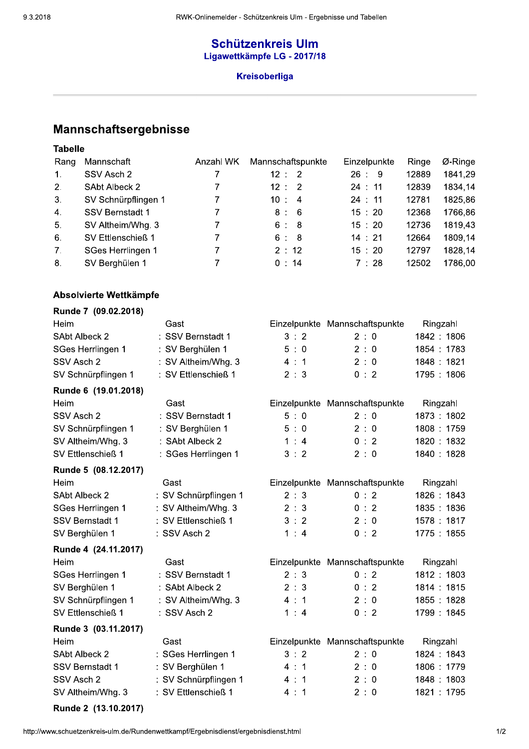# Schützenkreis Ulm

## Ligawettkämpfe LG - 2017/18

### Kreisoberliga

## Mannschaftsergebnisse

### Tabelle

| Rang | Mannschaft | Anzahl WK | Mannschaftspunkte | Einzelpunkte | Ringe | Ø-Ringe |
|---|---|---|---|---|---|---|
| 1. | SSV Asch 2 | 7 | 12 : 2 | 26 : 9 | 12889 | 1841,29 |
| 2. | SAbt Albeck 2 | 7 | 12 : 2 | 24 : 11 | 12839 | 1834,14 |
| 3. | SV Schnürpflingen 1 | 7 | 10 : 4 | 24 : 11 | 12781 | 1825,86 |
| 4. | SSV Bernstadt 1 | 7 | 8 : 6 | 15 : 20 | 12368 | 1766,86 |
| 5. | SV Altheim/Whg. 3 | 7 | 6 : 8 | 15 : 20 | 12736 | 1819,43 |
| 6. | SV Ettlenschieß 1 | 7 | 6 : 8 | 14 : 21 | 12664 | 1809,14 |
| 7. | SGes Herrlingen 1 | 7 | 2 : 12 | 15 : 20 | 12797 | 1828,14 |
| 8. | SV Berghülen 1 | 7 | 0 : 14 | 7 : 28 | 12502 | 1786,00 |

### Absolvierte Wettkämpfe

**Runde 7 (09.02.2018)**

| Heim | Gast | Einzelpunkte | Mannschaftspunkte | Ringzahl |
|---|---|---|---|---|
| SAbt Albeck 2 | : SSV Bernstadt 1 | 3 : 2 | 2 : 0 | 1842 : 1806 |
| SGes Herrlingen 1 | : SV Berghülen 1 | 5 : 0 | 2 : 0 | 1854 : 1783 |
| SSV Asch 2 | : SV Altheim/Whg. 3 | 4 : 1 | 2 : 0 | 1848 : 1821 |
| SV Schnürpflingen 1 | : SV Ettlenschieß 1 | 2 : 3 | 0 : 2 | 1795 : 1806 |

**Runde 6 (19.01.2018)**

| Heim | Gast | Einzelpunkte | Mannschaftspunkte | Ringzahl |
|---|---|---|---|---|
| SSV Asch 2 | : SSV Bernstadt 1 | 5 : 0 | 2 : 0 | 1873 : 1802 |
| SV Schnürpflingen 1 | : SV Berghülen 1 | 5 : 0 | 2 : 0 | 1808 : 1759 |
| SV Altheim/Whg. 3 | : SAbt Albeck 2 | 1 : 4 | 0 : 2 | 1820 : 1832 |
| SV Ettlenschieß 1 | : SGes Herrlingen 1 | 3 : 2 | 2 : 0 | 1840 : 1828 |

**Runde 5 (08.12.2017)**

| Heim | Gast | Einzelpunkte | Mannschaftspunkte | Ringzahl |
|---|---|---|---|---|
| SAbt Albeck 2 | : SV Schnürpflingen 1 | 2 : 3 | 0 : 2 | 1826 : 1843 |
| SGes Herrlingen 1 | : SV Altheim/Whg. 3 | 2 : 3 | 0 : 2 | 1835 : 1836 |
| SSV Bernstadt 1 | : SV Ettlenschieß 1 | 3 : 2 | 2 : 0 | 1578 : 1817 |
| SV Berghülen 1 | : SSV Asch 2 | 1 : 4 | 0 : 2 | 1775 : 1855 |

**Runde 4 (24.11.2017)**

| Heim | Gast | Einzelpunkte | Mannschaftspunkte | Ringzahl |
|---|---|---|---|---|
| SGes Herrlingen 1 | : SSV Bernstadt 1 | 2 : 3 | 0 : 2 | 1812 : 1803 |
| SV Berghülen 1 | : SAbt Albeck 2 | 2 : 3 | 0 : 2 | 1814 : 1815 |
| SV Schnürpflingen 1 | : SV Altheim/Whg. 3 | 4 : 1 | 2 : 0 | 1855 : 1828 |
| SV Ettlenschieß 1 | : SSV Asch 2 | 1 : 4 | 0 : 2 | 1799 : 1845 |

**Runde 3 (03.11.2017)**

| Heim | Gast | Einzelpunkte | Mannschaftspunkte | Ringzahl |
|---|---|---|---|---|
| SAbt Albeck 2 | : SGes Herrlingen 1 | 3 : 2 | 2 : 0 | 1824 : 1843 |
| SSV Bernstadt 1 | : SV Berghülen 1 | 4 : 1 | 2 : 0 | 1806 : 1779 |
| SSV Asch 2 | : SV Schnürpflingen 1 | 4 : 1 | 2 : 0 | 1848 : 1803 |
| SV Altheim/Whg. 3 | : SV Ettlenschieß 1 | 4 : 1 | 2 : 0 | 1821 : 1795 |

**Runde 2 (13.10.2017)**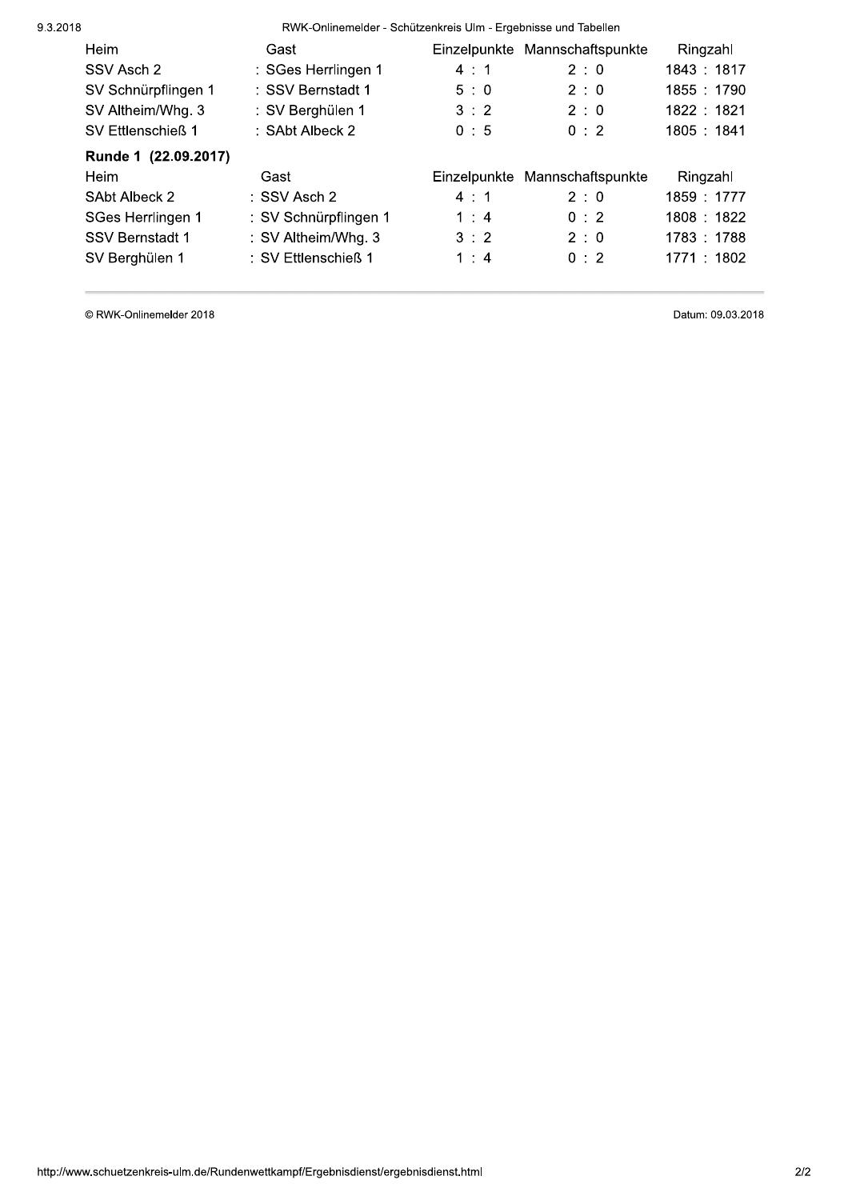| Heim | Gast | Einzelpunkte | Mannschaftspunkte | Ringzahl |
| --- | --- | --- | --- | --- |
| SSV Asch 2 | : SGes Herrlingen 1 | 4 : 1 | 2 : 0 | 1843 : 1817 |
| SV Schnürpflingen 1 | : SSV Bernstadt 1 | 5 : 0 | 2 : 0 | 1855 : 1790 |
| SV Altheim/Whg. 3 | : SV Berghülen 1 | 3 : 2 | 2 : 0 | 1822 : 1821 |
| SV Ettlenschieß 1 | : SAbt Albeck 2 | 0 : 5 | 0 : 2 | 1805 : 1841 |

**Runde 1 (22.09.2017)**

| Heim | Gast | Einzelpunkte | Mannschaftspunkte | Ringzahl |
| --- | --- | --- | --- | --- |
| SAbt Albeck 2 | : SSV Asch 2 | 4 : 1 | 2 : 0 | 1859 : 1777 |
| SGes Herrlingen 1 | : SV Schnürpflingen 1 | 1 : 4 | 0 : 2 | 1808 : 1822 |
| SSV Bernstadt 1 | : SV Altheim/Whg. 3 | 3 : 2 | 2 : 0 | 1783 : 1788 |
| SV Berghülen 1 | : SV Ettlenschieß 1 | 1 : 4 | 0 : 2 | 1771 : 1802 |

© RWK-Onlinemelder 2018

Datum: 09.03.2018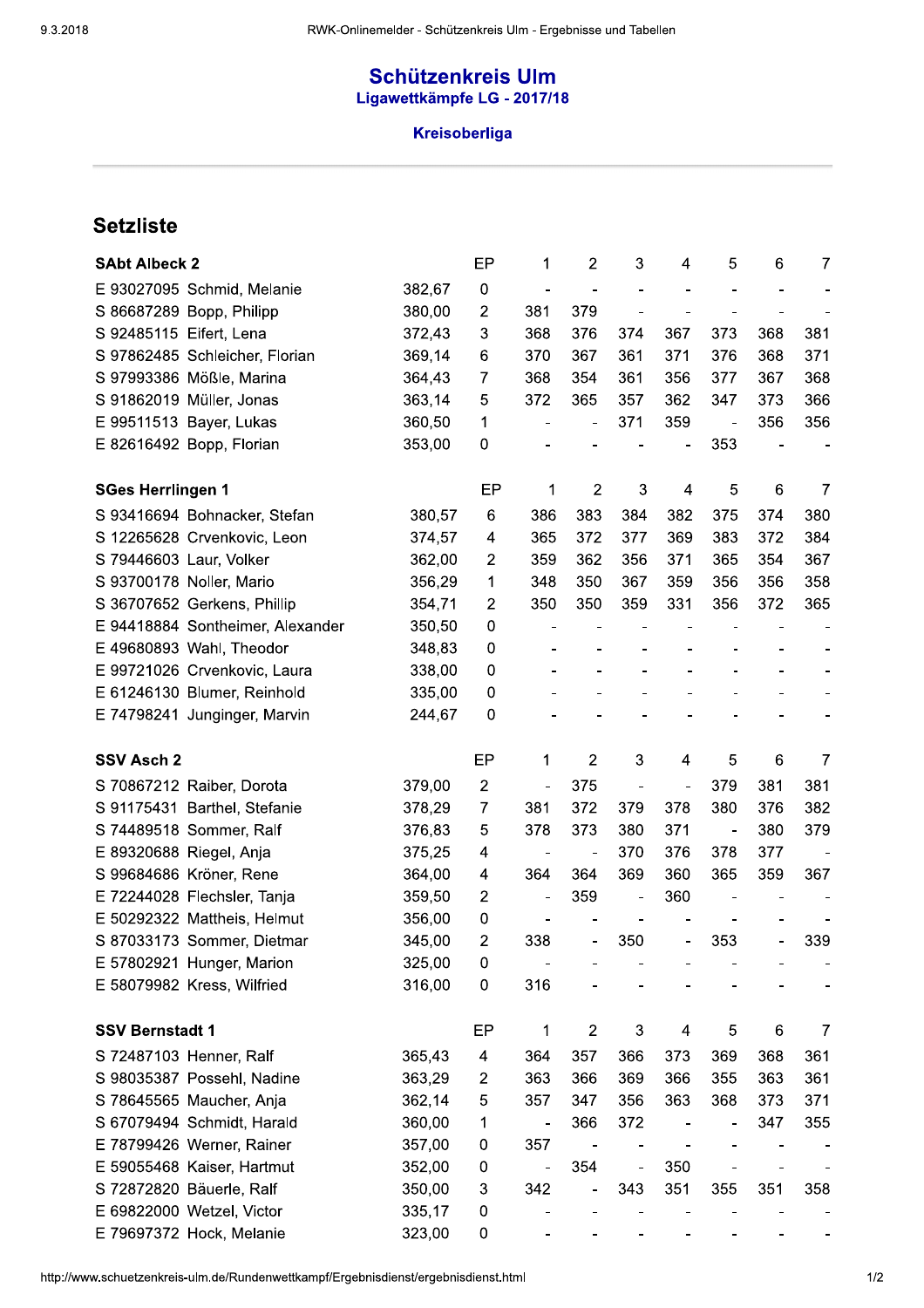# Schützenkreis Ulm

## Ligawettkämpfe LG - 2017/18

### Kreisoberliga

## Setzliste

| SAbt Albeck 2 | | EP | 1 | 2 | 3 | 4 | 5 | 6 | 7 |
|---|---|---|---|---|---|---|---|---|---|
| E 93027095 Schmid, Melanie | 382,67 | 0 | - | - | - | - | - | - | - |
| S 86687289 Bopp, Philipp | 380,00 | 2 | 381 | 379 | - | - | - | - | - |
| S 92485115 Eifert, Lena | 372,43 | 3 | 368 | 376 | 374 | 367 | 373 | 368 | 381 |
| S 97862485 Schleicher, Florian | 369,14 | 6 | 370 | 367 | 361 | 371 | 376 | 368 | 371 |
| S 97993386 Mößle, Marina | 364,43 | 7 | 368 | 354 | 361 | 356 | 377 | 367 | 368 |
| S 91862019 Müller, Jonas | 363,14 | 5 | 372 | 365 | 357 | 362 | 347 | 373 | 366 |
| E 99511513 Bayer, Lukas | 360,50 | 1 | - | - | 371 | 359 | - | 356 | 356 |
| E 82616492 Bopp, Florian | 353,00 | 0 | - | - | - | - | 353 | - | - |

| SGes Herrlingen 1 | | EP | 1 | 2 | 3 | 4 | 5 | 6 | 7 |
|---|---|---|---|---|---|---|---|---|---|
| S 93416694 Bohnacker, Stefan | 380,57 | 6 | 386 | 383 | 384 | 382 | 375 | 374 | 380 |
| S 12265628 Crvenkovic, Leon | 374,57 | 4 | 365 | 372 | 377 | 369 | 383 | 372 | 384 |
| S 79446603 Laur, Volker | 362,00 | 2 | 359 | 362 | 356 | 371 | 365 | 354 | 367 |
| S 93700178 Noller, Mario | 356,29 | 1 | 348 | 350 | 367 | 359 | 356 | 356 | 358 |
| S 36707652 Gerkens, Phillip | 354,71 | 2 | 350 | 350 | 359 | 331 | 356 | 372 | 365 |
| E 94418884 Sontheimer, Alexander | 350,50 | 0 | - | - | - | - | - | - | - |
| E 49680893 Wahl, Theodor | 348,83 | 0 | - | - | - | - | - | - | - |
| E 99721026 Crvenkovic, Laura | 338,00 | 0 | - | - | - | - | - | - | - |
| E 61246130 Blumer, Reinhold | 335,00 | 0 | - | - | - | - | - | - | - |
| E 74798241 Junginger, Marvin | 244,67 | 0 | - | - | - | - | - | - | - |

| SSV Asch 2 | | EP | 1 | 2 | 3 | 4 | 5 | 6 | 7 |
|---|---|---|---|---|---|---|---|---|---|
| S 70867212 Raiber, Dorota | 379,00 | 2 | - | 375 | - | - | 379 | 381 | 381 |
| S 91175431 Barthel, Stefanie | 378,29 | 7 | 381 | 372 | 379 | 378 | 380 | 376 | 382 |
| S 74489518 Sommer, Ralf | 376,83 | 5 | 378 | 373 | 380 | 371 | - | 380 | 379 |
| E 89320688 Riegel, Anja | 375,25 | 4 | - | - | 370 | 376 | 378 | 377 | - |
| S 99684686 Kröner, Rene | 364,00 | 4 | 364 | 364 | 369 | 360 | 365 | 359 | 367 |
| E 72244028 Flechsler, Tanja | 359,50 | 2 | - | 359 | - | 360 | - | - | - |
| E 50292322 Mattheis, Helmut | 356,00 | 0 | - | - | - | - | - | - | - |
| S 87033173 Sommer, Dietmar | 345,00 | 2 | 338 | - | 350 | - | 353 | - | 339 |
| E 57802921 Hunger, Marion | 325,00 | 0 | - | - | - | - | - | - | - |
| E 58079982 Kress, Wilfried | 316,00 | 0 | 316 | - | - | - | - | - | - |

| SSV Bernstadt 1 | | EP | 1 | 2 | 3 | 4 | 5 | 6 | 7 |
|---|---|---|---|---|---|---|---|---|---|
| S 72487103 Henner, Ralf | 365,43 | 4 | 364 | 357 | 366 | 373 | 369 | 368 | 361 |
| S 98035387 Possehl, Nadine | 363,29 | 2 | 363 | 366 | 369 | 366 | 355 | 363 | 361 |
| S 78645565 Maucher, Anja | 362,14 | 5 | 357 | 347 | 356 | 363 | 368 | 373 | 371 |
| S 67079494 Schmidt, Harald | 360,00 | 1 | - | 366 | 372 | - | - | 347 | 355 |
| E 78799426 Werner, Rainer | 357,00 | 0 | 357 | - | - | - | - | - | - |
| E 59055468 Kaiser, Hartmut | 352,00 | 0 | - | 354 | - | 350 | - | - | - |
| S 72872820 Bäuerle, Ralf | 350,00 | 3 | 342 | - | 343 | 351 | 355 | 351 | 358 |
| E 69822000 Wetzel, Victor | 335,17 | 0 | - | - | - | - | - | - | - |
| E 79697372 Hock, Melanie | 323,00 | 0 | - | - | - | - | - | - | - |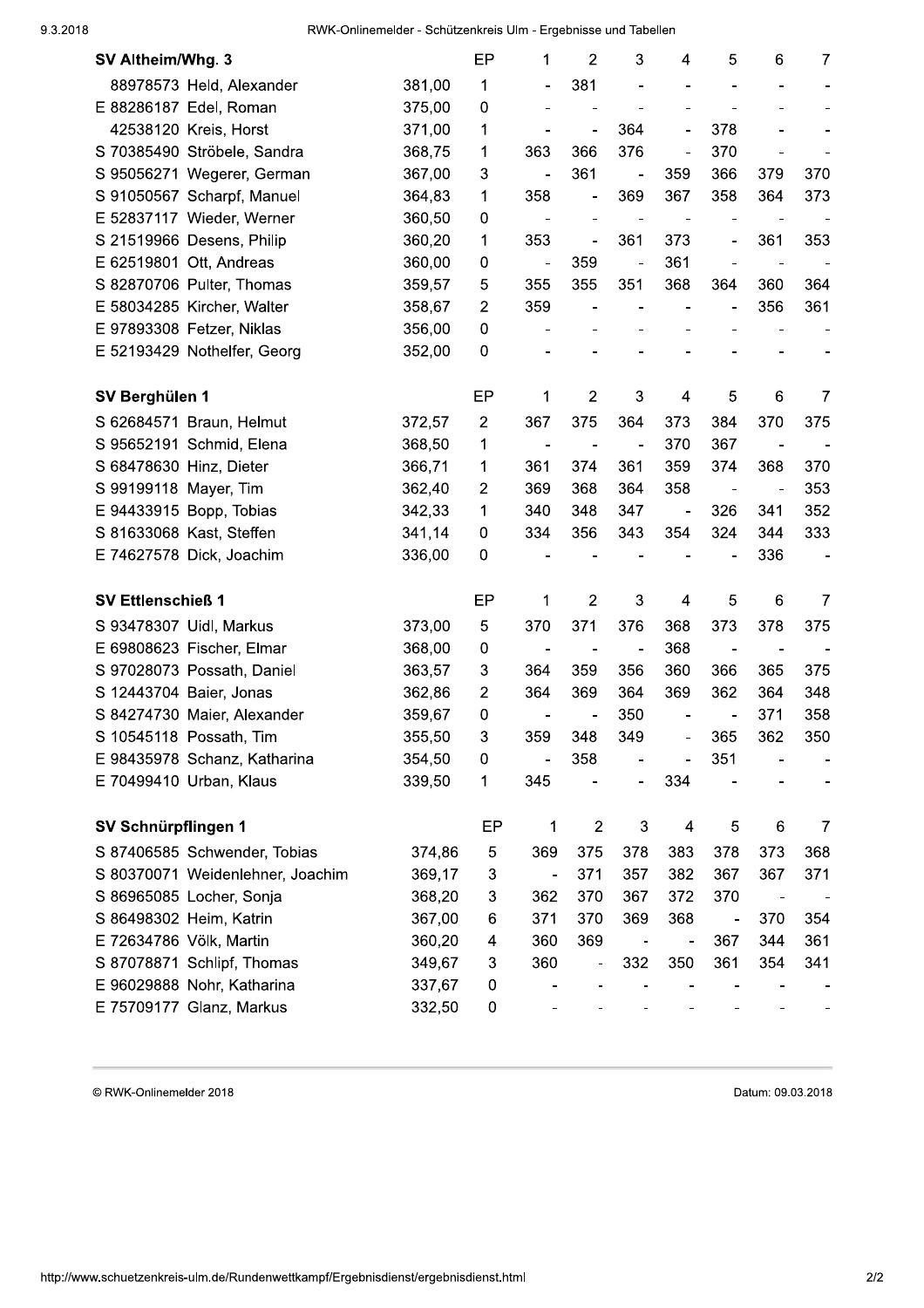## SV Altheim/Whg. 3

| | | | EP | 1 | 2 | 3 | 4 | 5 | 6 | 7 |
|---|---|---|---|---|---|---|---|---|---|---|
| | 88978573 | Held, Alexander | 381,00 | 1 | - | 381 | - | - | - | - | - |
| E | 88286187 | Edel, Roman | 375,00 | 0 | - | - | - | - | - | - | - |
| | 42538120 | Kreis, Horst | 371,00 | 1 | - | - | 364 | - | 378 | - | - |
| S | 70385490 | Ströbele, Sandra | 368,75 | 1 | 363 | 366 | 376 | - | 370 | - | - |
| S | 95056271 | Wegerer, German | 367,00 | 3 | - | 361 | - | 359 | 366 | 379 | 370 |
| S | 91050567 | Scharpf, Manuel | 364,83 | 1 | 358 | - | 369 | 367 | 358 | 364 | 373 |
| E | 52837117 | Wieder, Werner | 360,50 | 0 | - | - | - | - | - | - | - |
| S | 21519966 | Desens, Philip | 360,20 | 1 | 353 | - | 361 | 373 | - | 361 | 353 |
| E | 62519801 | Ott, Andreas | 360,00 | 0 | - | 359 | - | 361 | - | - | - |
| S | 82870706 | Pulter, Thomas | 359,57 | 5 | 355 | 355 | 351 | 368 | 364 | 360 | 364 |
| E | 58034285 | Kircher, Walter | 358,67 | 2 | 359 | - | - | - | - | 356 | 361 |
| E | 97893308 | Fetzer, Niklas | 356,00 | 0 | - | - | - | - | - | - | - |
| E | 52193429 | Nothelfer, Georg | 352,00 | 0 | - | - | - | - | - | - | - |

## SV Berghülen 1

| | | | | EP | 1 | 2 | 3 | 4 | 5 | 6 | 7 |
|---|---|---|---|---|---|---|---|---|---|---|---|
| S | 62684571 | Braun, Helmut | 372,57 | 2 | 367 | 375 | 364 | 373 | 384 | 370 | 375 |
| S | 95652191 | Schmid, Elena | 368,50 | 1 | - | - | - | 370 | 367 | - | - |
| S | 68478630 | Hinz, Dieter | 366,71 | 1 | 361 | 374 | 361 | 359 | 374 | 368 | 370 |
| S | 99199118 | Mayer, Tim | 362,40 | 2 | 369 | 368 | 364 | 358 | - | - | 353 |
| E | 94433915 | Bopp, Tobias | 342,33 | 1 | 340 | 348 | 347 | - | 326 | 341 | 352 |
| S | 81633068 | Kast, Steffen | 341,14 | 0 | 334 | 356 | 343 | 354 | 324 | 344 | 333 |
| E | 74627578 | Dick, Joachim | 336,00 | 0 | - | - | - | - | - | 336 | - |

## SV Ettlenschieß 1

| | | | | EP | 1 | 2 | 3 | 4 | 5 | 6 | 7 |
|---|---|---|---|---|---|---|---|---|---|---|---|
| S | 93478307 | Uidl, Markus | 373,00 | 5 | 370 | 371 | 376 | 368 | 373 | 378 | 375 |
| E | 69808623 | Fischer, Elmar | 368,00 | 0 | - | - | - | 368 | - | - | - |
| S | 97028073 | Possath, Daniel | 363,57 | 3 | 364 | 359 | 356 | 360 | 366 | 365 | 375 |
| S | 12443704 | Baier, Jonas | 362,86 | 2 | 364 | 369 | 364 | 369 | 362 | 364 | 348 |
| S | 84274730 | Maier, Alexander | 359,67 | 0 | - | - | 350 | - | - | 371 | 358 |
| S | 10545118 | Possath, Tim | 355,50 | 3 | 359 | 348 | 349 | - | 365 | 362 | 350 |
| E | 98435978 | Schanz, Katharina | 354,50 | 0 | - | 358 | - | - | 351 | - | - |
| E | 70499410 | Urban, Klaus | 339,50 | 1 | 345 | - | - | 334 | - | - | - |

## SV Schnürpflingen 1

| | | | | EP | 1 | 2 | 3 | 4 | 5 | 6 | 7 |
|---|---|---|---|---|---|---|---|---|---|---|---|
| S | 87406585 | Schwender, Tobias | 374,86 | 5 | 369 | 375 | 378 | 383 | 378 | 373 | 368 |
| S | 80370071 | Weidenlehner, Joachim | 369,17 | 3 | - | 371 | 357 | 382 | 367 | 367 | 371 |
| S | 86965085 | Locher, Sonja | 368,20 | 3 | 362 | 370 | 367 | 372 | 370 | - | - |
| S | 86498302 | Heim, Katrin | 367,00 | 6 | 371 | 370 | 369 | 368 | - | 370 | 354 |
| E | 72634786 | Völk, Martin | 360,20 | 4 | 360 | 369 | - | - | 367 | 344 | 361 |
| S | 87078871 | Schlipf, Thomas | 349,67 | 3 | 360 | - | 332 | 350 | 361 | 354 | 341 |
| E | 96029888 | Nohr, Katharina | 337,67 | 0 | - | - | - | - | - | - | - |
| E | 75709177 | Glanz, Markus | 332,50 | 0 | - | - | - | - | - | - | - |

© RWK-Onlinemelder 2018 Datum: 09.03.2018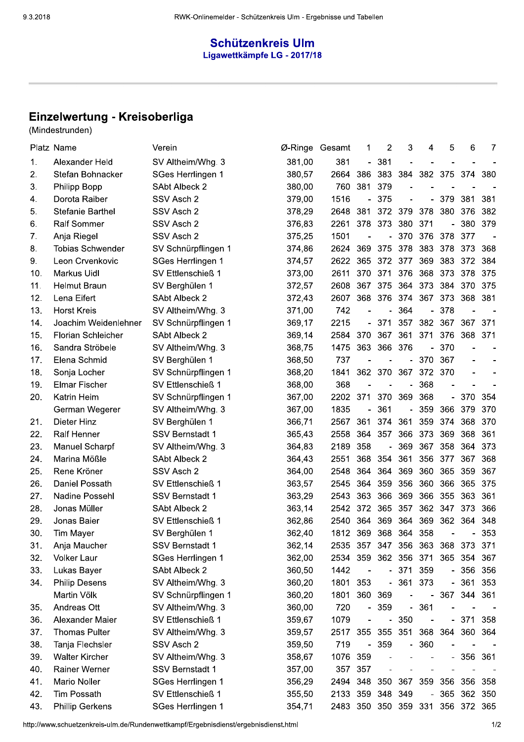# Schützenkreis Ulm

## Ligawettkämpfe LG - 2017/18

## Einzelwertung - Kreisoberliga

(Mindestrunden)

| Platz | Name | Verein | Ø-Ringe | Gesamt | 1 | 2 | 3 | 4 | 5 | 6 | 7 |
|---|---|---|---|---|---|---|---|---|---|---|---|
| 1. | Alexander Held | SV Altheim/Whg. 3 | 381,00 | 381 | - | 381 | - | - | - | - | - |
| 2. | Stefan Bohnacker | SGes Herrlingen 1 | 380,57 | 2664 | 386 | 383 | 384 | 382 | 375 | 374 | 380 |
| 3. | Philipp Bopp | SAbt Albeck 2 | 380,00 | 760 | 381 | 379 | - | - | - | - | - |
| 4. | Dorota Raiber | SSV Asch 2 | 379,00 | 1516 | - | 375 | - | - | 379 | 381 | 381 |
| 5. | Stefanie Barthel | SSV Asch 2 | 378,29 | 2648 | 381 | 372 | 379 | 378 | 380 | 376 | 382 |
| 6. | Ralf Sommer | SSV Asch 2 | 376,83 | 2261 | 378 | 373 | 380 | 371 | - | 380 | 379 |
| 7. | Anja Riegel | SSV Asch 2 | 375,25 | 1501 | - | - | 370 | 376 | 378 | 377 | - |
| 8. | Tobias Schwender | SV Schnürpflingen 1 | 374,86 | 2624 | 369 | 375 | 378 | 383 | 378 | 373 | 368 |
| 9. | Leon Crvenkovic | SGes Herrlingen 1 | 374,57 | 2622 | 365 | 372 | 377 | 369 | 383 | 372 | 384 |
| 10. | Markus Uidl | SV Ettlenschieß 1 | 373,00 | 2611 | 370 | 371 | 376 | 368 | 373 | 378 | 375 |
| 11. | Helmut Braun | SV Berghülen 1 | 372,57 | 2608 | 367 | 375 | 364 | 373 | 384 | 370 | 375 |
| 12. | Lena Eifert | SAbt Albeck 2 | 372,43 | 2607 | 368 | 376 | 374 | 367 | 373 | 368 | 381 |
| 13. | Horst Kreis | SV Altheim/Whg. 3 | 371,00 | 742 | - | - | 364 | - | 378 | - | - |
| 14. | Joachim Weidenlehner | SV Schnürpflingen 1 | 369,17 | 2215 | - | 371 | 357 | 382 | 367 | 367 | 371 |
| 15. | Florian Schleicher | SAbt Albeck 2 | 369,14 | 2584 | 370 | 367 | 361 | 371 | 376 | 368 | 371 |
| 16. | Sandra Ströbele | SV Altheim/Whg. 3 | 368,75 | 1475 | 363 | 366 | 376 | - | 370 | - | - |
| 17. | Elena Schmid | SV Berghülen 1 | 368,50 | 737 | - | - | - | 370 | 367 | - | - |
| 18. | Sonja Locher | SV Schnürpflingen 1 | 368,20 | 1841 | 362 | 370 | 367 | 372 | 370 | - | - |
| 19. | Elmar Fischer | SV Ettlenschieß 1 | 368,00 | 368 | - | - | - | 368 | - | - | - |
| 20. | Katrin Heim | SV Schnürpflingen 1 | 367,00 | 2202 | 371 | 370 | 369 | 368 | - | 370 | 354 |
| | German Wegerer | SV Altheim/Whg. 3 | 367,00 | 1835 | - | 361 | - | 359 | 366 | 379 | 370 |
| 21. | Dieter Hinz | SV Berghülen 1 | 366,71 | 2567 | 361 | 374 | 361 | 359 | 374 | 368 | 370 |
| 22. | Ralf Henner | SSV Bernstadt 1 | 365,43 | 2558 | 364 | 357 | 366 | 373 | 369 | 368 | 361 |
| 23. | Manuel Scharpf | SV Altheim/Whg. 3 | 364,83 | 2189 | 358 | - | 369 | 367 | 358 | 364 | 373 |
| 24. | Marina Mößle | SAbt Albeck 2 | 364,43 | 2551 | 368 | 354 | 361 | 356 | 377 | 367 | 368 |
| 25. | Rene Kröner | SSV Asch 2 | 364,00 | 2548 | 364 | 364 | 369 | 360 | 365 | 359 | 367 |
| 26. | Daniel Possath | SV Ettlenschieß 1 | 363,57 | 2545 | 364 | 359 | 356 | 360 | 366 | 365 | 375 |
| 27. | Nadine Possehl | SSV Bernstadt 1 | 363,29 | 2543 | 363 | 366 | 369 | 366 | 355 | 363 | 361 |
| 28. | Jonas Müller | SAbt Albeck 2 | 363,14 | 2542 | 372 | 365 | 357 | 362 | 347 | 373 | 366 |
| 29. | Jonas Baier | SV Ettlenschieß 1 | 362,86 | 2540 | 364 | 369 | 364 | 369 | 362 | 364 | 348 |
| 30. | Tim Mayer | SV Berghülen 1 | 362,40 | 1812 | 369 | 368 | 364 | 358 | - | - | 353 |
| 31. | Anja Maucher | SSV Bernstadt 1 | 362,14 | 2535 | 357 | 347 | 356 | 363 | 368 | 373 | 371 |
| 32. | Volker Laur | SGes Herrlingen 1 | 362,00 | 2534 | 359 | 362 | 356 | 371 | 365 | 354 | 367 |
| 33. | Lukas Bayer | SAbt Albeck 2 | 360,50 | 1442 | - | - | 371 | 359 | - | 356 | 356 |
| 34. | Philip Desens | SV Altheim/Whg. 3 | 360,20 | 1801 | 353 | - | 361 | 373 | - | 361 | 353 |
| | Martin Völk | SV Schnürpflingen 1 | 360,20 | 1801 | 360 | 369 | - | - | 367 | 344 | 361 |
| 35. | Andreas Ott | SV Altheim/Whg. 3 | 360,00 | 720 | - | 359 | - | 361 | - | - | - |
| 36. | Alexander Maier | SV Ettlenschieß 1 | 359,67 | 1079 | - | - | 350 | - | - | 371 | 358 |
| 37. | Thomas Pulter | SV Altheim/Whg. 3 | 359,57 | 2517 | 355 | 355 | 351 | 368 | 364 | 360 | 364 |
| 38. | Tanja Flechsler | SSV Asch 2 | 359,50 | 719 | - | 359 | - | 360 | - | - | - |
| 39. | Walter Kircher | SV Altheim/Whg. 3 | 358,67 | 1076 | 359 | - | - | - | - | 356 | 361 |
| 40. | Rainer Werner | SSV Bernstadt 1 | 357,00 | 357 | 357 | - | - | - | - | - | - |
| 41. | Mario Noller | SGes Herrlingen 1 | 356,29 | 2494 | 348 | 350 | 367 | 359 | 356 | 356 | 358 |
| 42. | Tim Possath | SV Ettlenschieß 1 | 355,50 | 2133 | 359 | 348 | 349 | - | 365 | 362 | 350 |
| 43. | Phillip Gerkens | SGes Herrlingen 1 | 354,71 | 2483 | 350 | 350 | 359 | 331 | 356 | 372 | 365 |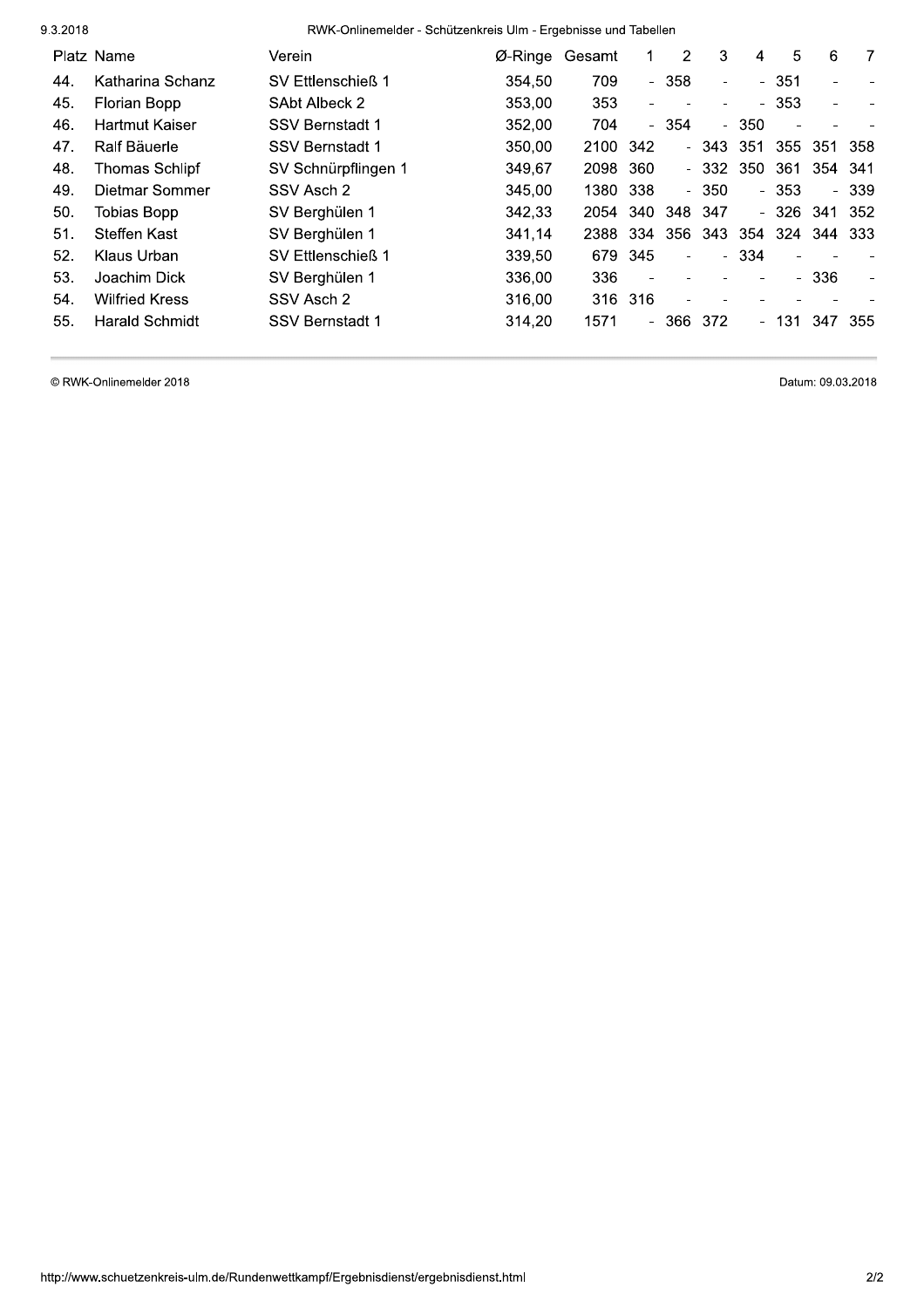| Platz | Name | Verein | Ø-Ringe | Gesamt | 1 | 2 | 3 | 4 | 5 | 6 | 7 |
|---|---|---|---|---|---|---|---|---|---|---|---|
| 44. | Katharina Schanz | SV Ettlenschieß 1 | 354,50 | 709 | - | 358 | - | - | 351 | - | - |
| 45. | Florian Bopp | SAbt Albeck 2 | 353,00 | 353 | - | - | - | - | 353 | - | - |
| 46. | Hartmut Kaiser | SSV Bernstadt 1 | 352,00 | 704 | - | 354 | - | 350 | - | - | - |
| 47. | Ralf Bäuerle | SSV Bernstadt 1 | 350,00 | 2100 | 342 | - | 343 | 351 | 355 | 351 | 358 |
| 48. | Thomas Schlipf | SV Schnürpflingen 1 | 349,67 | 2098 | 360 | - | 332 | 350 | 361 | 354 | 341 |
| 49. | Dietmar Sommer | SSV Asch 2 | 345,00 | 1380 | 338 | - | 350 | - | 353 | - | 339 |
| 50. | Tobias Bopp | SV Berghülen 1 | 342,33 | 2054 | 340 | 348 | 347 | - | 326 | 341 | 352 |
| 51. | Steffen Kast | SV Berghülen 1 | 341,14 | 2388 | 334 | 356 | 343 | 354 | 324 | 344 | 333 |
| 52. | Klaus Urban | SV Ettlenschieß 1 | 339,50 | 679 | 345 | - | - | 334 | - | - | - |
| 53. | Joachim Dick | SV Berghülen 1 | 336,00 | 336 | - | - | - | - | - | 336 | - |
| 54. | Wilfried Kress | SSV Asch 2 | 316,00 | 316 | 316 | - | - | - | - | - | - |
| 55. | Harald Schmidt | SSV Bernstadt 1 | 314,20 | 1571 | - | 366 | 372 | - | 131 | 347 | 355 |

© RWK-Onlinemelder 2018

Datum: 09.03.2018